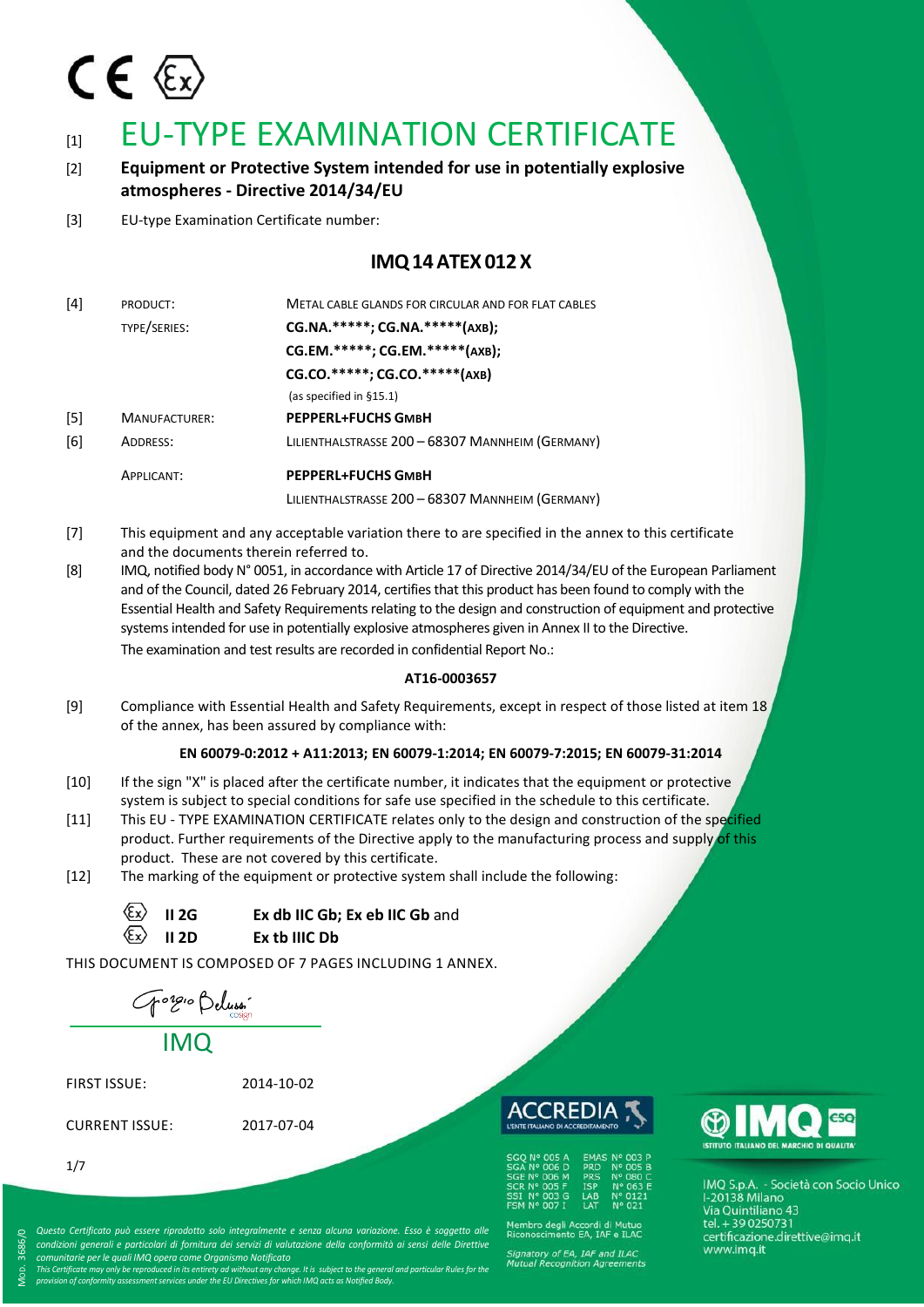CE Ex

# [1] EU-TYPE EXAMINATION CERTIFICATE

[2] **Equipment or Protective System intended for use in potentially explosive atmospheres - Directive 2014/34/EU**

[3] EU-type Examination Certificate number:

## IMQ 14 ATEX 012 X

| | | |
|---|---|---|
| [4] | PRODUCT: | METAL CABLE GLANDS FOR CIRCULAR AND FOR FLAT CABLES |
| | TYPE/SERIES: | **CG.NA.*****; CG.NA.*****(AXB);** |
| | | **CG.EM.*****; CG.EM.*****(AXB);** |
| | | **CG.CO.*****; CG.CO.*****(AXB)** |
| | | (as specified in §15.1) |
| [5] | MANUFACTURER: | **PEPPERL+FUCHS GMBH** |
| [6] | ADDRESS: | LILIENTHALSTRASSE 200 – 68307 MANNHEIM (GERMANY) |
| | APPLICANT: | **PEPPERL+FUCHS GMBH** |
| | | LILIENTHALSTRASSE 200 – 68307 MANNHEIM (GERMANY) |

[7] This equipment and any acceptable variation there to are specified in the annex to this certificate and the documents therein referred to.

[8] IMQ, notified body N° 0051, in accordance with Article 17 of Directive 2014/34/EU of the European Parliament and of the Council, dated 26 February 2014, certifies that this product has been found to comply with the Essential Health and Safety Requirements relating to the design and construction of equipment and protective systems intended for use in potentially explosive atmospheres given in Annex II to the Directive.
The examination and test results are recorded in confidential Report No.:

**AT16-0003657**

[9] Compliance with Essential Health and Safety Requirements, except in respect of those listed at item 18 of the annex, has been assured by compliance with:

**EN 60079-0:2012 + A11:2013; EN 60079-1:2014; EN 60079-7:2015; EN 60079-31:2014**

[10] If the sign "X" is placed after the certificate number, it indicates that the equipment or protective system is subject to special conditions for safe use specified in the schedule to this certificate.

[11] This EU - TYPE EXAMINATION CERTIFICATE relates only to the design and construction of the specified product. Further requirements of the Directive apply to the manufacturing process and supply of this product. These are not covered by this certificate.

[12] The marking of the equipment or protective system shall include the following:

Ex **II 2G** **Ex db IIC Gb; Ex eb IIC Gb** and
Ex **II 2D** **Ex tb IIIC Db**

THIS DOCUMENT IS COMPOSED OF 7 PAGES INCLUDING 1 ANNEX.

Giorgio Belussi

IMQ

FIRST ISSUE: 2014-10-02

CURRENT ISSUE: 2017-07-04

ACCREDIA L'ENTE ITALIANO DI ACCREDITAMENTO

SGQ N° 005 A, SGA N° 006 D, SGE N° 006 M, SCR N° 005 F, SSI N° 003 G, FSM N° 007 I, EMAS N° 003 P, PRD N° 005 B, PRS N° 080 C, ISP N° 063 E, LAB N° 0121, LAT N° 021

Membro degli Accordi di Mutuo Riconoscimento EA, IAF e ILAC

Signatory of EA, IAF and ILAC Mutual Recognition Agreements

IMQ CSQ ISTITUTO ITALIANO DEL MARCHIO DI QUALITA'

IMQ S.p.A. - Società con Socio Unico
I-20138 Milano
Via Quintiliano 43
tel. + 39 0250731
certificazione.direttive@imq.it
www.imq.it

*Questo Certificato può essere riprodotto solo integralmente e senza alcuna variazione. Esso è soggetto alle condizioni generali e particolari di fornitura dei servizi di valutazione della conformità ai sensi delle Direttive comunitarie per le quali IMQ opera come Organismo Notificato*
*This Certificate may only be reproduced in its entirety ad without any change. It is subject to the general and particular Rules for the provision of conformity assessment services under the EU Directives for which IMQ acts as Notified Body.*

MOD. 3686/0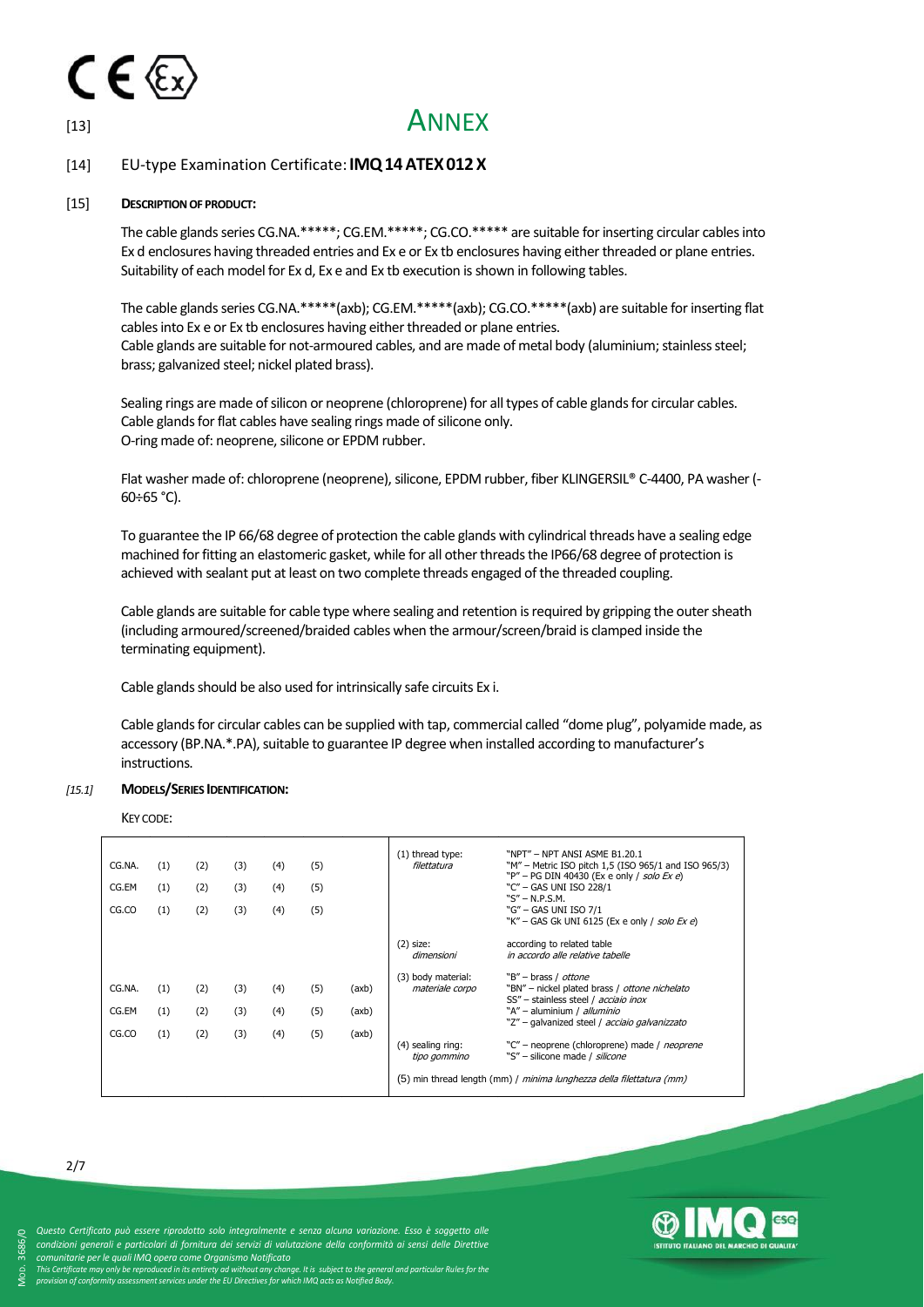[13] **ANNEX**

[14] EU-type Examination Certificate: **IMQ 14 ATEX 012 X**

[15] **DESCRIPTION OF PRODUCT:**

The cable glands series CG.NA.*****; CG.EM.*****; CG.CO.***** are suitable for inserting circular cables into Ex d enclosures having threaded entries and Ex e or Ex tb enclosures having either threaded or plane entries. Suitability of each model for Ex d, Ex e and Ex tb execution is shown in following tables.

The cable glands series CG.NA.*****(axb); CG.EM.*****(axb); CG.CO.*****(axb) are suitable for inserting flat cables into Ex e or Ex tb enclosures having either threaded or plane entries.
Cable glands are suitable for not-armoured cables, and are made of metal body (aluminium; stainless steel; brass; galvanized steel; nickel plated brass).

Sealing rings are made of silicon or neoprene (chloroprene) for all types of cable glands for circular cables. Cable glands for flat cables have sealing rings made of silicone only.
O-ring made of: neoprene, silicone or EPDM rubber.

Flat washer made of: chloroprene (neoprene), silicone, EPDM rubber, fiber KLINGERSIL® C-4400, PA washer (-60÷65 °C).

To guarantee the IP 66/68 degree of protection the cable glands with cylindrical threads have a sealing edge machined for fitting an elastomeric gasket, while for all other threads the IP66/68 degree of protection is achieved with sealant put at least on two complete threads engaged of the threaded coupling.

Cable glands are suitable for cable type where sealing and retention is required by gripping the outer sheath (including armoured/screened/braided cables when the armour/screen/braid is clamped inside the terminating equipment).

Cable glands should be also used for intrinsically safe circuits Ex i.

Cable glands for circular cables can be supplied with tap, commercial called "dome plug", polyamide made, as accessory (BP.NA.*.PA), suitable to guarantee IP degree when installed according to manufacturer's instructions.

*[15.1]* **MODELS/SERIES IDENTIFICATION:**

KEY CODE:

| | | | | | | | | |
|---|---|---|---|---|---|---|---|---|
| CG.NA. | (1) | (2) | (3) | (4) | (5) | | (1) thread type: *filettatura* | "NPT" – NPT ANSI ASME B1.20.1<br>"M" – Metric ISO pitch 1,5 (ISO 965/1 and ISO 965/3)<br>"P" – PG DIN 40430 (Ex e only / *solo Ex e*)<br>"C" – GAS UNI ISO 228/1<br>"S" – N.P.S.M.<br>"G" – GAS UNI ISO 7/1<br>"K" – GAS Gk UNI 6125 (Ex e only / *solo Ex e*) |
| CG.EM | (1) | (2) | (3) | (4) | (5) | | | |
| CG.CO | (1) | (2) | (3) | (4) | (5) | | | |
| | | | | | | | (2) size: *dimensioni* | according to related table<br>*in accordo alle relative tabelle* |
| CG.NA. | (1) | (2) | (3) | (4) | (5) | (axb) | (3) body material: *materiale corpo* | "B" – brass / *ottone*<br>"BN" – nickel plated brass / *ottone nichelato*<br>SS" – stainless steel / *acciaio inox*<br>"A" – aluminium / *alluminio*<br>"Z" – galvanized steel / *acciaio galvanizzato* |
| CG.EM | (1) | (2) | (3) | (4) | (5) | (axb) | | |
| CG.CO | (1) | (2) | (3) | (4) | (5) | (axb) | (4) sealing ring: *tipo gommino* | "C" – neoprene (chloroprene) made / *neoprene*<br>"S" – silicone made / *silicone* |
| | | | | | | | (5) min thread length (mm) / *minima lunghezza della filettatura (mm)* | |

*Questo Certificato può essere riprodotto solo integralmente e senza alcuna variazione. Esso è soggetto alle condizioni generali e particolari di fornitura dei servizi di valutazione della conformità ai sensi delle Direttive comunitarie per le quali IMQ opera come Organismo Notificato*
*This Certificate may only be reproduced in its entirety ad without any change. It is subject to the general and particular Rules for the provision of conformity assessment services under the EU Directives for which IMQ acts as Notified Body.*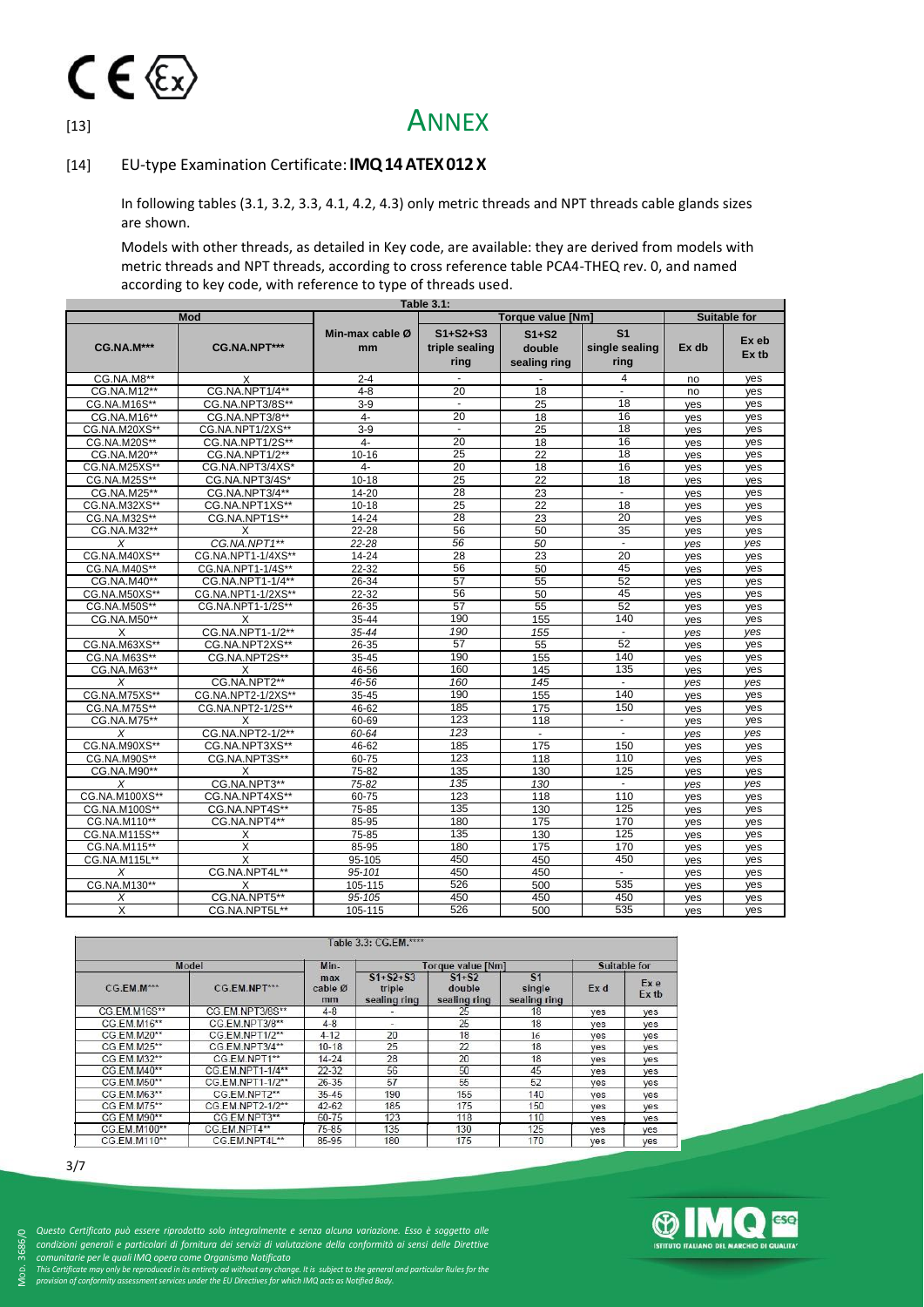[13]

# ANNEX

[14] EU-type Examination Certificate: **IMQ 14 ATEX 012 X**

In following tables (3.1, 3.2, 3.3, 4.1, 4.2, 4.3) only metric threads and NPT threads cable glands sizes are shown.

Models with other threads, as detailed in Key code, are available: they are derived from models with metric threads and NPT threads, according to cross reference table PCA4-THEQ rev. 0, and named according to key code, with reference to type of threads used.

**Table 3.1:**

| Mod | | Min-max cable Ø mm | Torque value [Nm] | | | Suitable for | |
|---|---|---|---|---|---|---|---|
| CG.NA.M*** | CG.NA.NPT*** | | S1+S2+S3 triple sealing ring | S1+S2 double sealing ring | S1 single sealing ring | Ex db | Ex eb Ex tb |
| CG.NA.M8** | X | 2-4 | - | - | 4 | no | yes |
| CG.NA.M12** | CG.NA.NPT1/4** | 4-8 | 20 | 18 | - | no | yes |
| CG.NA.M16S** | CG.NA.NPT3/8S** | 3-9 | - | 25 | 18 | yes | yes |
| CG.NA.M16** | CG.NA.NPT3/8** | 4- | 20 | 18 | 16 | yes | yes |
| CG.NA.M20XS** | CG.NA.NPT1/2XS** | 3-9 | - | 25 | 18 | yes | yes |
| CG.NA.M20S** | CG.NA.NPT1/2S** | 4- | 20 | 18 | 16 | yes | yes |
| CG.NA.M20** | CG.NA.NPT1/2** | 10-16 | 25 | 22 | 18 | yes | yes |
| CG.NA.M25XS** | CG.NA.NPT3/4XS* | 4- | 20 | 18 | 16 | yes | yes |
| CG.NA.M25S** | CG.NA.NPT3/4S* | 10-18 | 25 | 22 | 18 | yes | yes |
| CG.NA.M25** | CG.NA.NPT3/4** | 14-20 | 28 | 23 | - | yes | yes |
| CG.NA.M32XS** | CG.NA.NPT1XS** | 10-18 | 25 | 22 | 18 | yes | yes |
| CG.NA.M32S** | CG.NA.NPT1S** | 14-24 | 28 | 23 | 20 | yes | yes |
| CG.NA.M32** | X | 22-28 | 56 | 50 | 35 | yes | yes |
| *X* | *CG.NA.NPT1*** | *22-28* | *56* | *50* | - | *yes* | *yes* |
| CG.NA.M40XS** | CG.NA.NPT1-1/4XS** | 14-24 | 28 | 23 | 20 | yes | yes |
| CG.NA.M40S** | CG.NA.NPT1-1/4S** | 22-32 | 56 | 50 | 45 | yes | yes |
| CG.NA.M40** | CG.NA.NPT1-1/4** | 26-34 | 57 | 55 | 52 | yes | yes |
| CG.NA.M50XS** | CG.NA.NPT1-1/2XS** | 22-32 | 56 | 50 | 45 | yes | yes |
| CG.NA.M50S** | CG.NA.NPT1-1/2S** | 26-35 | 57 | 55 | 52 | yes | yes |
| CG.NA.M50** | X | 35-44 | 190 | 155 | 140 | yes | yes |
| X | CG.NA.NPT1-1/2** | *35-44* | *190* | *155* | - | *yes* | *yes* |
| CG.NA.M63XS** | CG.NA.NPT2XS** | 26-35 | 57 | 55 | 52 | yes | yes |
| CG.NA.M63S** | CG.NA.NPT2S** | 35-45 | 190 | 155 | 140 | yes | yes |
| CG.NA.M63** | X | 46-56 | 160 | 145 | 135 | yes | yes |
| *X* | CG.NA.NPT2** | *46-56* | *160* | *145* | - | *yes* | *yes* |
| CG.NA.M75XS** | CG.NA.NPT2-1/2XS** | 35-45 | 190 | 155 | 140 | yes | yes |
| CG.NA.M75S** | CG.NA.NPT2-1/2S** | 46-62 | 185 | 175 | 150 | yes | yes |
| CG.NA.M75** | X | 60-69 | 123 | 118 | - | yes | yes |
| *X* | CG.NA.NPT2-1/2** | *60-64* | *123* | - | - | *yes* | *yes* |
| CG.NA.M90XS** | CG.NA.NPT3XS** | 46-62 | 185 | 175 | 150 | yes | yes |
| CG.NA.M90S** | CG.NA.NPT3S** | 60-75 | 123 | 118 | 110 | yes | yes |
| CG.NA.M90** | X | 75-82 | 135 | 130 | 125 | yes | yes |
| *X* | CG.NA.NPT3** | *75-82* | *135* | *130* | - | *yes* | *yes* |
| CG.NA.M100XS** | CG.NA.NPT4XS** | 60-75 | 123 | 118 | 110 | yes | yes |
| CG.NA.M100S** | CG.NA.NPT4S** | 75-85 | 135 | 130 | 125 | yes | yes |
| CG.NA.M110** | CG.NA.NPT4** | 85-95 | 180 | 175 | 170 | yes | yes |
| CG.NA.M115S** | X | 75-85 | 135 | 130 | 125 | yes | yes |
| CG.NA.M115** | X | 85-95 | 180 | 175 | 170 | yes | yes |
| CG.NA.M115L** | X | 95-105 | 450 | 450 | 450 | yes | yes |
| *X* | CG.NA.NPT4L** | *95-101* | *450* | *450* | - | *yes* | *yes* |
| CG.NA.M130** | X | 105-115 | 526 | 500 | 535 | yes | yes |
| *X* | CG.NA.NPT5** | *95-105* | *450* | *450* | *450* | *yes* | *yes* |
| X | CG.NA.NPT5L** | 105-115 | 526 | 500 | 535 | yes | yes |

**Table 3.3: CG.EM.\*\*\*\***

| Model | | Min-max cable Ø mm | Torque value [Nm] | | | Suitable for | |
|---|---|---|---|---|---|---|---|
| CG.EM.M*** | CG.EM.NPT*** | | S1+S2+S3 triple sealing ring | S1+S2 double sealing ring | S1 single sealing ring | Ex d | Ex e Ex tb |
| CG.EM.M16S** | CG.EM.NPT3/8S** | 4-8 | - | 25 | 18 | yes | yes |
| CG.EM.M16** | CG.EM.NPT3/8** | 4-8 | - | 25 | 18 | yes | yes |
| CG.EM.M20** | CG.EM.NPT1/2** | 4-12 | 20 | 18 | 16 | yes | yes |
| CG.EM.M25** | CG.EM.NPT3/4** | 10-18 | 25 | 22 | 18 | yes | yes |
| CG.EM.M32** | CG.EM.NPT1** | 14-24 | 28 | 20 | 18 | yes | yes |
| CG.EM.M40** | CG.EM.NPT1-1/4** | 22-32 | 56 | 50 | 45 | yes | yes |
| CG.EM.M50** | CG.EM.NPT1-1/2** | 26-35 | 57 | 55 | 52 | yes | yes |
| CG.EM.M63** | CG.EM.NPT2** | 35-45 | 190 | 155 | 140 | yes | yes |
| CG.EM.M75** | CG.EM.NPT2-1/2** | 42-62 | 185 | 175 | 150 | yes | yes |
| CG.EM.M90** | CG.EM.NPT3** | 60-75 | 123 | 118 | 110 | yes | yes |
| CG.EM.M100** | CG.EM.NPT4** | 75-85 | 135 | 130 | 125 | yes | yes |
| CG.EM.M110** | CG.EM.NPT4L** | 85-95 | 180 | 175 | 170 | yes | yes |

*Questo Certificato può essere riprodotto solo integralmente e senza alcuna variazione. Esso è soggetto alle condizioni generali e particolari di fornitura dei servizi di valutazione della conformità ai sensi delle Direttive comunitarie per le quali IMQ opera come Organismo Notificato*

*This Certificate may only be reproduced in its entirety ad without any change. It is subject to the general and particular Rules for the provision of conformity assessment services under the EU Directives for which IMQ acts as Notified Body.*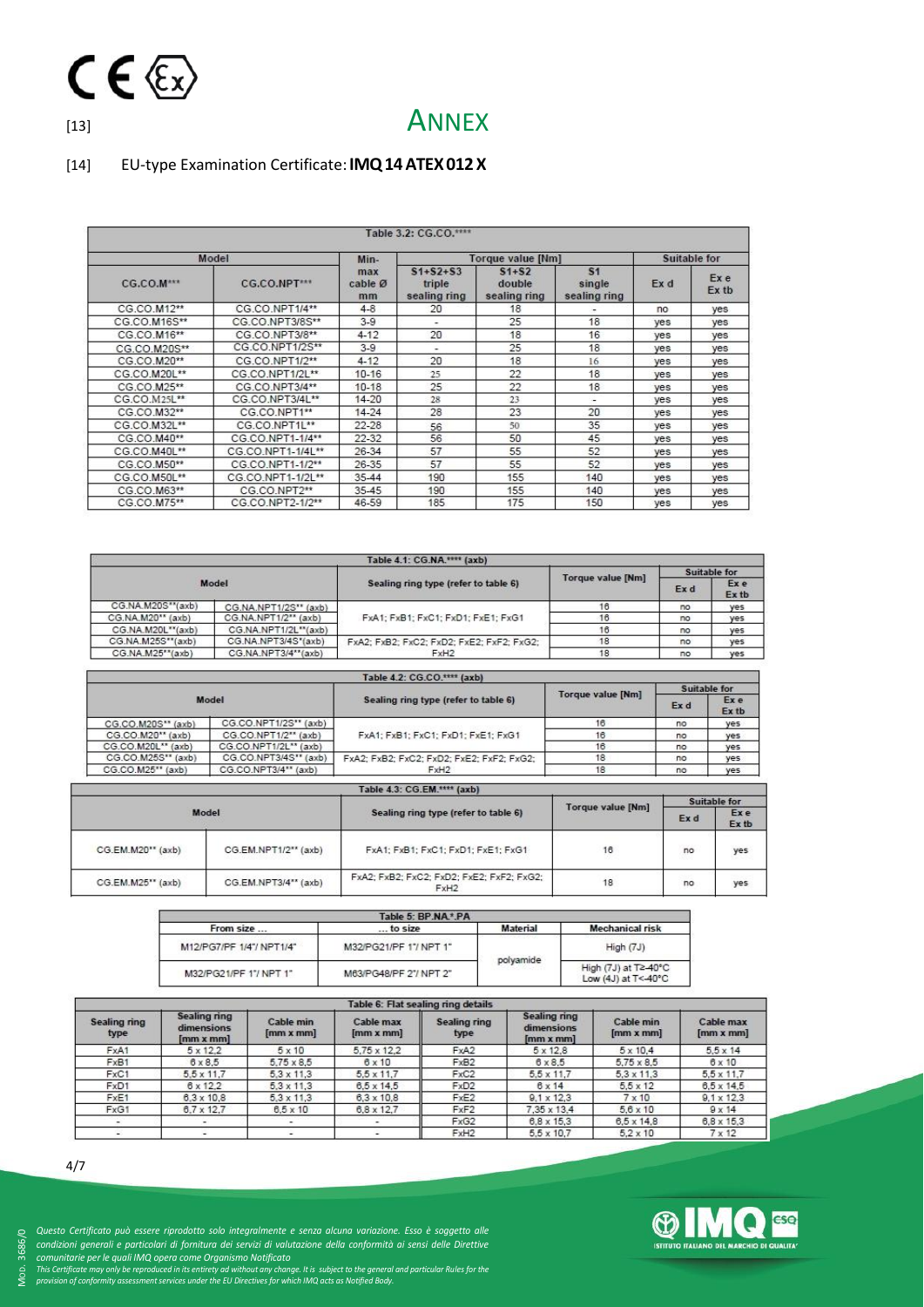[13] 

# ANNEX

[14] EU-type Examination Certificate: **IMQ 14 ATEX 012 X**

| Table 3.2: CG.CO.**** | | | | | | | |
|---|---|---|---|---|---|---|---|
| Model | | Min-max cable Ø mm | Torque value [Nm] | | | Suitable for | |
| CG.CO.M*** | CG.CO.NPT*** | | S1+S2+S3 triple sealing ring | S1+S2 double sealing ring | S1 single sealing ring | Ex d | Ex e Ex tb |
| CG.CO.M12** | CG.CO.NPT1/4** | 4-8 | 20 | 18 | - | no | yes |
| CG.CO.M16S** | CG.CO.NPT3/8S** | 3-9 | - | 25 | 18 | yes | yes |
| CG.CO.M16** | CG.CO.NPT3/8** | 4-12 | 20 | 18 | 16 | yes | yes |
| CG.CO.M20S** | CG.CO.NPT1/2S** | 3-9 | - | 25 | 18 | yes | yes |
| CG.CO.M20** | CG.CO.NPT1/2** | 4-12 | 20 | 18 | 16 | yes | yes |
| CG.CO.M20L** | CG.CO.NPT1/2L** | 10-16 | 25 | 22 | 18 | yes | yes |
| CG.CO.M25** | CG.CO.NPT3/4** | 10-18 | 25 | 22 | 18 | yes | yes |
| CG.CO.M25L** | CG.CO.NPT3/4L** | 14-20 | 28 | 23 | - | yes | yes |
| CG.CO.M32** | CG.CO.NPT1** | 14-24 | 28 | 23 | 20 | yes | yes |
| CG.CO.M32L** | CG.CO.NPT1L** | 22-28 | 56 | 50 | 35 | yes | yes |
| CG.CO.M40** | CG.CO.NPT1-1/4** | 22-32 | 56 | 50 | 45 | yes | yes |
| CG.CO.M40L** | CG.CO.NPT1-1/4L** | 26-34 | 57 | 55 | 52 | yes | yes |
| CG.CO.M50** | CG.CO.NPT1-1/2** | 26-35 | 57 | 55 | 52 | yes | yes |
| CG.CO.M50L** | CG.CO.NPT1-1/2L** | 35-44 | 190 | 155 | 140 | yes | yes |
| CG.CO.M63** | CG.CO.NPT2** | 35-45 | 190 | 155 | 140 | yes | yes |
| CG.CO.M75** | CG.CO.NPT2-1/2** | 46-59 | 185 | 175 | 150 | yes | yes |

| Table 4.1: CG.NA.**** (axb) | | | | | |
|---|---|---|---|---|---|
| Model | | Sealing ring type (refer to table 6) | Torque value [Nm] | Suitable for | |
| | | | | Ex d | Ex e Ex tb |
| CG.NA.M20S**(axb) | CG.NA.NPT1/2S** (axb) | FxA1; FxB1; FxC1; FxD1; FxE1; FxG1 | 16 | no | yes |
| CG.NA.M20** (axb) | CG.NA.NPT1/2** (axb) | | 16 | no | yes |
| CG.NA.M20L**(axb) | CG.NA.NPT1/2L**(axb) | | 16 | no | yes |
| CG.NA.M25S**(axb) | CG.NA.NPT3/4S*(axb) | FxA2; FxB2; FxC2; FxD2; FxE2; FxF2; FxG2; FxH2 | 18 | no | yes |
| CG.NA.M25**(axb) | CG.NA.NPT3/4**(axb) | | 18 | no | yes |

| Table 4.2: CG.CO.**** (axb) | | | | | |
|---|---|---|---|---|---|
| Model | | Sealing ring type (refer to table 6) | Torque value [Nm] | Suitable for | |
| | | | | Ex d | Ex e Ex tb |
| CG.CO.M20S** (axb) | CG.CO.NPT1/2S** (axb) | FxA1; FxB1; FxC1; FxD1; FxE1; FxG1 | 16 | no | yes |
| CG.CO.M20** (axb) | CG.CO.NPT1/2** (axb) | | 16 | no | yes |
| CG.CO.M20L** (axb) | CG.CO.NPT1/2L** (axb) | | 16 | no | yes |
| CG.CO.M25S** (axb) | CG.CO.NPT3/4S** (axb) | FxA2; FxB2; FxC2; FxD2; FxE2; FxF2; FxG2; FxH2 | 18 | no | yes |
| CG.CO.M25** (axb) | CG.CO.NPT3/4** (axb) | | 18 | no | yes |

| Table 4.3: CG.EM.**** (axb) | | | | | |
|---|---|---|---|---|---|
| Model | | Sealing ring type (refer to table 6) | Torque value [Nm] | Suitable for | |
| | | | | Ex d | Ex e Ex tb |
| CG.EM.M20** (axb) | CG.EM.NPT1/2** (axb) | FxA1; FxB1; FxC1; FxD1; FxE1; FxG1 | 16 | no | yes |
| CG.EM.M25** (axb) | CG.EM.NPT3/4** (axb) | FxA2; FxB2; FxC2; FxD2; FxE2; FxF2; FxG2; FxH2 | 18 | no | yes |

| Table 5: BP.NA.*.PA | | | |
|---|---|---|---|
| From size ... | ... to size | Material | Mechanical risk |
| M12/PG7/PF 1/4"/ NPT1/4" | M32/PG21/PF 1"/ NPT 1" | polyamide | High (7J) |
| M32/PG21/PF 1"/ NPT 1" | M63/PG48/PF 2"/ NPT 2" | | High (7J) at T≥-40°C Low (4J) at T<-40°C |

| Table 6: Flat sealing ring details | | | | | | | |
|---|---|---|---|---|---|---|---|
| Sealing ring type | Sealing ring dimensions [mm x mm] | Cable min [mm x mm] | Cable max [mm x mm] | Sealing ring type | Sealing ring dimensions [mm x mm] | Cable min [mm x mm] | Cable max [mm x mm] |
| FxA1 | 5 x 12,2 | 5 x 10 | 5,75 x 12,2 | FxA2 | 5 x 12,8 | 5 x 10,4 | 5,5 x 14 |
| FxB1 | 6 x 8,5 | 5,75 x 8,5 | 6 x 10 | FxB2 | 6 x 8,5 | 5,75 x 8,5 | 6 x 10 |
| FxC1 | 5,5 x 11,7 | 5,3 x 11,3 | 5,5 x 11,7 | FxC2 | 5,5 x 11,7 | 5,3 x 11,3 | 5,5 x 11,7 |
| FxD1 | 6 x 12,2 | 5,3 x 11,3 | 6,5 x 14,5 | FxD2 | 6 x 14 | 5,5 x 12 | 6,5 x 14,5 |
| FxE1 | 6,3 x 10,8 | 5,3 x 11,3 | 6,3 x 10,8 | FxE2 | 9,1 x 12,3 | 7 x 10 | 9,1 x 12,3 |
| FxG1 | 6,7 x 12,7 | 6,5 x 10 | 6,8 x 12,7 | FxF2 | 7,35 x 13,4 | 5,6 x 10 | 9 x 14 |
| - | - | - | - | FxG2 | 6,8 x 15,3 | 6,5 x 14,8 | 6,8 x 15,3 |
| - | - | - | - | FxH2 | 5,5 x 10,7 | 5,2 x 10 | 7 x 12 |

*Questo Certificato può essere riprodotto solo integralmente e senza alcuna variazione. Esso è soggetto alle condizioni generali e particolari di fornitura dei servizi di valutazione della conformità ai sensi delle Direttive comunitarie per le quali IMQ opera come Organismo Notificato*

*This Certificate may only be reproduced in its entirety ad without any change. It is subject to the general and particular Rules for the provision of conformity assessment services under the EU Directives for which IMQ acts as Notified Body.*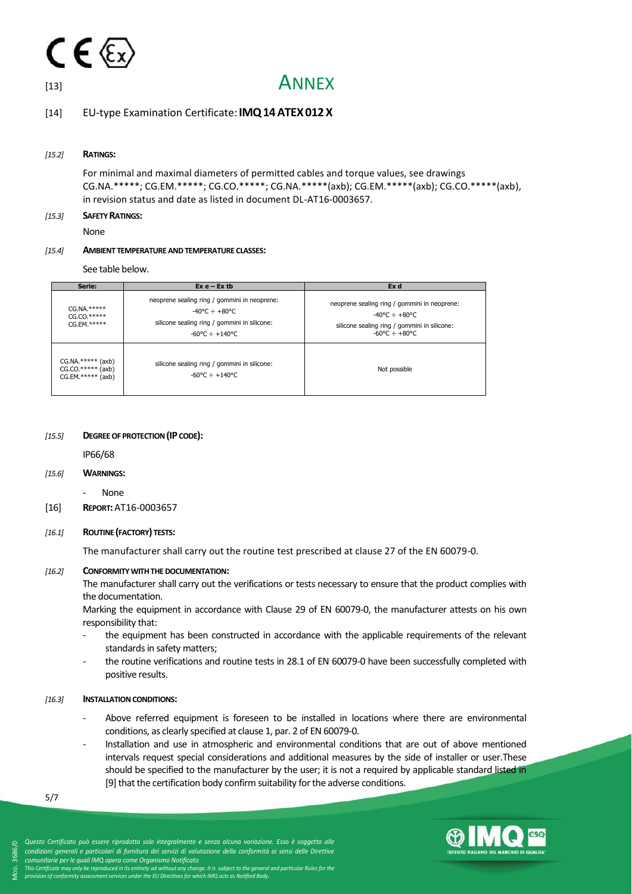[13]

# ANNEX

[14] EU-type Examination Certificate: **IMQ 14 ATEX 012 X**

*[15.2]* **RATINGS:**

For minimal and maximal diameters of permitted cables and torque values, see drawings CG.NA.*****; CG.EM.*****; CG.CO.*****; CG.NA.*****(axb); CG.EM.*****(axb); CG.CO.*****(axb), in revision status and date as listed in document DL-AT16-0003657.

*[15.3]* **SAFETY RATINGS:**

None

*[15.4]* **AMBIENT TEMPERATURE AND TEMPERATURE CLASSES:**

See table below.

| Serie: | Ex e – Ex tb | Ex d |
|---|---|---|
| CG.NA.*****<br>CG.CO.*****<br>CG.EM.***** | neoprene sealing ring / gommini in neoprene:<br>-40°C ÷ +80°C<br>silicone sealing ring / gommini in silicone:<br>-60°C ÷ +140°C | neoprene sealing ring / gommini in neoprene:<br>-40°C ÷ +80°C<br>silicone sealing ring / gommini in silicone:<br>-60°C ÷ +80°C |
| CG.NA.***** (axb)<br>CG.CO.***** (axb)<br>CG.EM.***** (axb) | silicone sealing ring / gommini in silicone:<br>-60°C ÷ +140°C | Not possible |

*[15.5]* **DEGREE OF PROTECTION (IP CODE):**

IP66/68

*[15.6]* **WARNINGS:**

- None

[16] **REPORT:** AT16-0003657

*[16.1]* **ROUTINE (FACTORY) TESTS:**

The manufacturer shall carry out the routine test prescribed at clause 27 of the EN 60079-0.

*[16.2]* **CONFORMITY WITH THE DOCUMENTATION:**

The manufacturer shall carry out the verifications or tests necessary to ensure that the product complies with the documentation.

Marking the equipment in accordance with Clause 29 of EN 60079-0, the manufacturer attests on his own responsibility that:

- the equipment has been constructed in accordance with the applicable requirements of the relevant standards in safety matters;
- the routine verifications and routine tests in 28.1 of EN 60079-0 have been successfully completed with positive results.

*[16.3]* **INSTALLATION CONDITIONS:**

- Above referred equipment is foreseen to be installed in locations where there are environmental conditions, as clearly specified at clause 1, par. 2 of EN 60079-0.
- Installation and use in atmospheric and environmental conditions that are out of above mentioned intervals request special considerations and additional measures by the side of installer or user.These should be specified to the manufacturer by the user; it is not a required by applicable standard listed in [9] that the certification body confirm suitability for the adverse conditions.

*Questo Certificato può essere riprodotto solo integralmente e senza alcuna variazione. Esso è soggetto alle condizioni generali e particolari di fornitura dei servizi di valutazione della conformità ai sensi delle Direttive comunitarie per le quali IMQ opera come Organismo Notificato*

*This Certificate may only be reproduced in its entirety ad without any change. It is subject to the general and particular Rules for the provision of conformity assessment services under the EU Directives for which IMQ acts as Notified Body.*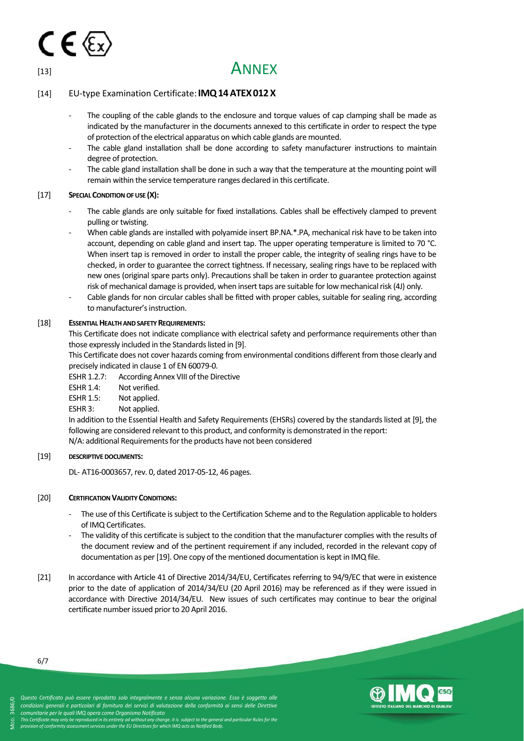[13]

# ANNEX

[14] EU-type Examination Certificate: **IMQ 14 ATEX 012 X**

- The coupling of the cable glands to the enclosure and torque values of cap clamping shall be made as indicated by the manufacturer in the documents annexed to this certificate in order to respect the type of protection of the electrical apparatus on which cable glands are mounted.
- The cable gland installation shall be done according to safety manufacturer instructions to maintain degree of protection.
- The cable gland installation shall be done in such a way that the temperature at the mounting point will remain within the service temperature ranges declared in this certificate.

[17] **SPECIAL CONDITION OF USE (X):**

- The cable glands are only suitable for fixed installations. Cables shall be effectively clamped to prevent pulling or twisting.
- When cable glands are installed with polyamide insert BP.NA.*.PA, mechanical risk have to be taken into account, depending on cable gland and insert tap. The upper operating temperature is limited to 70 °C. When insert tap is removed in order to install the proper cable, the integrity of sealing rings have to be checked, in order to guarantee the correct tightness. If necessary, sealing rings have to be replaced with new ones (original spare parts only). Precautions shall be taken in order to guarantee protection against risk of mechanical damage is provided, when insert taps are suitable for low mechanical risk (4J) only.
- Cable glands for non circular cables shall be fitted with proper cables, suitable for sealing ring, according to manufacturer's instruction.

[18] **ESSENTIAL HEALTH AND SAFETY REQUIREMENTS:**

This Certificate does not indicate compliance with electrical safety and performance requirements other than those expressly included in the Standards listed in [9].

This Certificate does not cover hazards coming from environmental conditions different from those clearly and precisely indicated in clause 1 of EN 60079-0.

ESHR 1.2.7: According Annex VIII of the Directive
ESHR 1.4: Not verified.
ESHR 1.5: Not applied.
ESHR 3: Not applied.

In addition to the Essential Health and Safety Requirements (EHSRs) covered by the standards listed at [9], the following are considered relevant to this product, and conformity is demonstrated in the report:
N/A: additional Requirements for the products have not been considered

[19] **DESCRIPTIVE DOCUMENTS:**

DL- AT16-0003657, rev. 0, dated 2017-05-12, 46 pages.

[20] **CERTIFICATION VALIDITY CONDITIONS:**

- The use of this Certificate is subject to the Certification Scheme and to the Regulation applicable to holders of IMQ Certificates.
- The validity of this certificate is subject to the condition that the manufacturer complies with the results of the document review and of the pertinent requirement if any included, recorded in the relevant copy of documentation as per [19]. One copy of the mentioned documentation is kept in IMQ file.

[21] In accordance with Article 41 of Directive 2014/34/EU, Certificates referring to 94/9/EC that were in existence prior to the date of application of 2014/34/EU (20 April 2016) may be referenced as if they were issued in accordance with Directive 2014/34/EU. New issues of such certificates may continue to bear the original certificate number issued prior to 20 April 2016.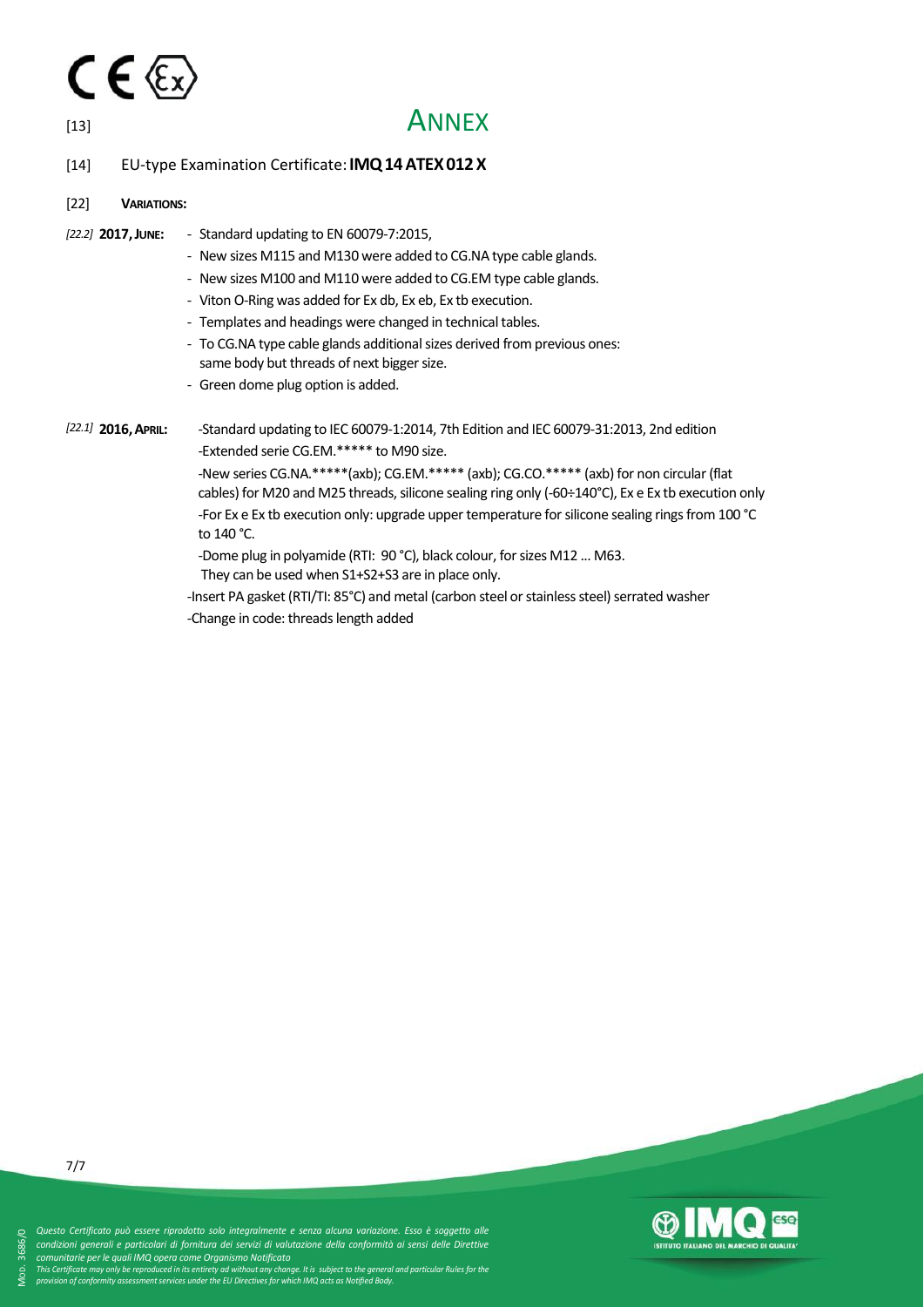# [13] ANNEX

[14] EU-type Examination Certificate: **IMQ 14 ATEX 012 X**

[22] **VARIATIONS:**

*[22.2]* **2017, JUNE:**

- Standard updating to EN 60079-7:2015,
- New sizes M115 and M130 were added to CG.NA type cable glands.
- New sizes M100 and M110 were added to CG.EM type cable glands.
- Viton O-Ring was added for Ex db, Ex eb, Ex tb execution.
- Templates and headings were changed in technical tables.
- To CG.NA type cable glands additional sizes derived from previous ones: same body but threads of next bigger size.
- Green dome plug option is added.

*[22.1]* **2016, APRIL:**

-Standard updating to IEC 60079-1:2014, 7th Edition and IEC 60079-31:2013, 2nd edition

-Extended serie CG.EM.***** to M90 size.

-New series CG.NA.*****(axb); CG.EM.***** (axb); CG.CO.***** (axb) for non circular (flat cables) for M20 and M25 threads, silicone sealing ring only (-60÷140°C), Ex e Ex tb execution only

-For Ex e Ex tb execution only: upgrade upper temperature for silicone sealing rings from 100 °C to 140 °C.

-Dome plug in polyamide (RTI: 90 °C), black colour, for sizes M12 ... M63. They can be used when S1+S2+S3 are in place only.

-Insert PA gasket (RTI/TI: 85°C) and metal (carbon steel or stainless steel) serrated washer

-Change in code: threads length added

*Questo Certificato può essere riprodotto solo integralmente e senza alcuna variazione. Esso è soggetto alle condizioni generali e particolari di fornitura dei servizi di valutazione della conformità ai sensi delle Direttive comunitarie per le quali IMQ opera come Organismo Notificato*

*This Certificate may only be reproduced in its entirety ad without any change. It is subject to the general and particular Rules for the provision of conformity assessment services under the EU Directives for which IMQ acts as Notified Body.*